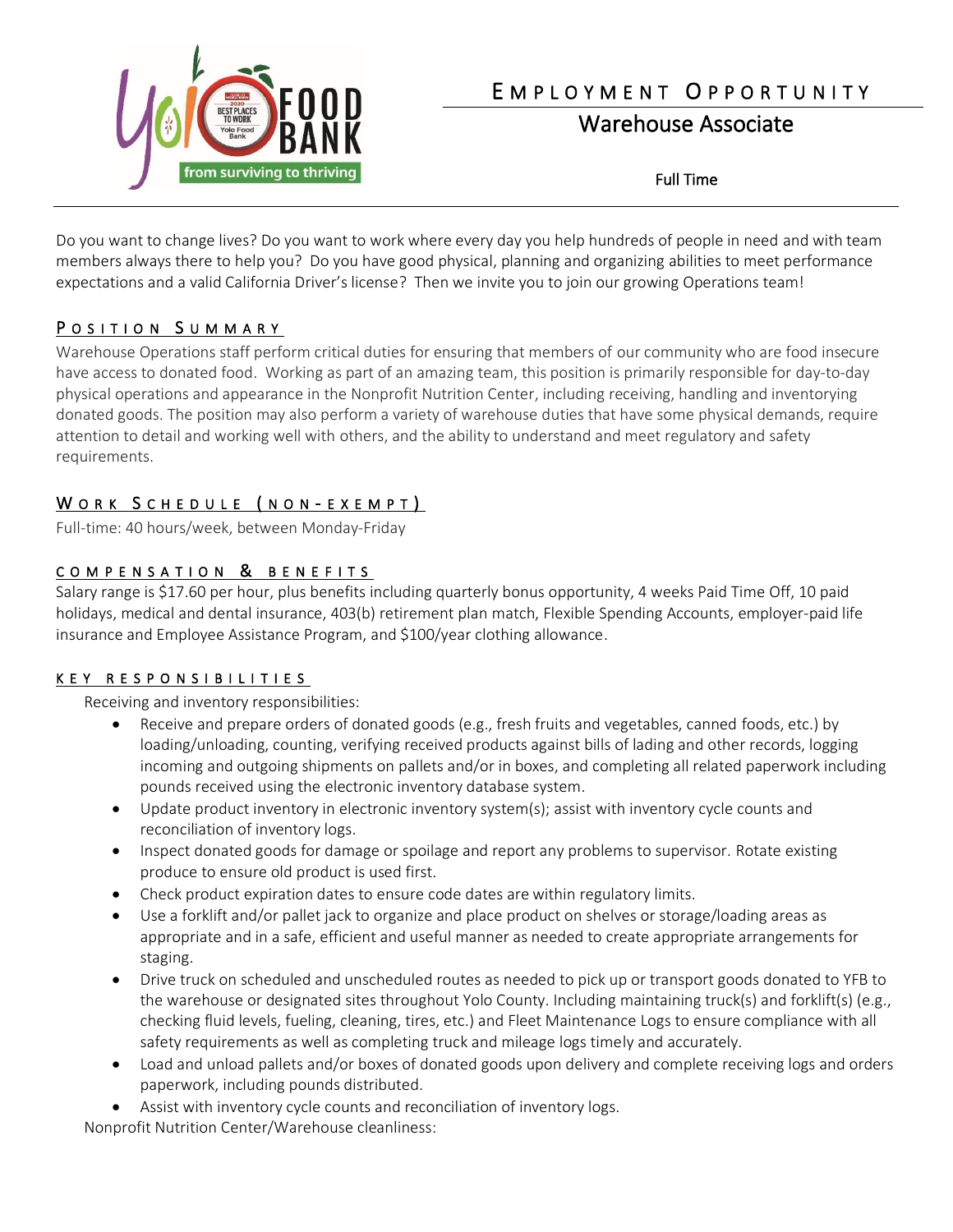# Employment Opportunity

## Warehouse Associate

Full Time

Do you want to change lives? Do you want to work where every day you help hundreds of people in need and with team members always there to help you? Do you have good physical, planning and organizing abilities to meet performance expectations and a valid California Driver's license? Then we invite you to join our growing Operations team!

### Position Summary

Warehouse Operations staff perform critical duties for ensuring that members of our community who are food insecure have access to donated food. Working as part of an amazing team, this position is primarily responsible for day-to-day physical operations and appearance in the Nonprofit Nutrition Center, including receiving, handling and inventorying donated goods. The position may also perform a variety of warehouse duties that have some physical demands, require attention to detail and working well with others, and the ability to understand and meet regulatory and safety requirements.

### Work Schedule (non-exempt)

Full-time: 40 hours/week, between Monday-Friday

### Compensation & Benefits

Salary range is $17.60 per hour, plus benefits including quarterly bonus opportunity, 4 weeks Paid Time Off, 10 paid holidays, medical and dental insurance, 403(b) retirement plan match, Flexible Spending Accounts, employer-paid life insurance and Employee Assistance Program, and $100/year clothing allowance.

### Key Responsibilities

Receiving and inventory responsibilities:

- Receive and prepare orders of donated goods (e.g., fresh fruits and vegetables, canned foods, etc.) by loading/unloading, counting, verifying received products against bills of lading and other records, logging incoming and outgoing shipments on pallets and/or in boxes, and completing all related paperwork including pounds received using the electronic inventory database system.
- Update product inventory in electronic inventory system(s); assist with inventory cycle counts and reconciliation of inventory logs.
- Inspect donated goods for damage or spoilage and report any problems to supervisor. Rotate existing produce to ensure old product is used first.
- Check product expiration dates to ensure code dates are within regulatory limits.
- Use a forklift and/or pallet jack to organize and place product on shelves or storage/loading areas as appropriate and in a safe, efficient and useful manner as needed to create appropriate arrangements for staging.
- Drive truck on scheduled and unscheduled routes as needed to pick up or transport goods donated to YFB to the warehouse or designated sites throughout Yolo County. Including maintaining truck(s) and forklift(s) (e.g., checking fluid levels, fueling, cleaning, tires, etc.) and Fleet Maintenance Logs to ensure compliance with all safety requirements as well as completing truck and mileage logs timely and accurately.
- Load and unload pallets and/or boxes of donated goods upon delivery and complete receiving logs and orders paperwork, including pounds distributed.
- Assist with inventory cycle counts and reconciliation of inventory logs.

Nonprofit Nutrition Center/Warehouse cleanliness: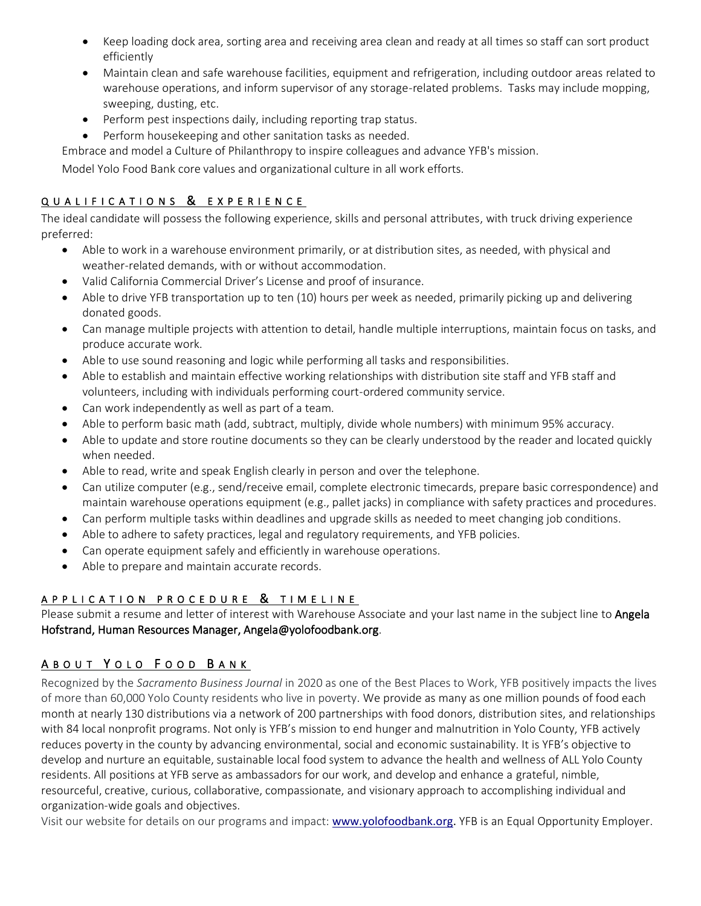- Keep loading dock area, sorting area and receiving area clean and ready at all times so staff can sort product efficiently
- Maintain clean and safe warehouse facilities, equipment and refrigeration, including outdoor areas related to warehouse operations, and inform supervisor of any storage-related problems. Tasks may include mopping, sweeping, dusting, etc.
- Perform pest inspections daily, including reporting trap status.
- Perform housekeeping and other sanitation tasks as needed.

Embrace and model a Culture of Philanthropy to inspire colleagues and advance YFB's mission.

Model Yolo Food Bank core values and organizational culture in all work efforts.

## QUALIFICATIONS & EXPERIENCE

The ideal candidate will possess the following experience, skills and personal attributes, with truck driving experience preferred:

- Able to work in a warehouse environment primarily, or at distribution sites, as needed, with physical and weather-related demands, with or without accommodation.
- Valid California Commercial Driver's License and proof of insurance.
- Able to drive YFB transportation up to ten (10) hours per week as needed, primarily picking up and delivering donated goods.
- Can manage multiple projects with attention to detail, handle multiple interruptions, maintain focus on tasks, and produce accurate work.
- Able to use sound reasoning and logic while performing all tasks and responsibilities.
- Able to establish and maintain effective working relationships with distribution site staff and YFB staff and volunteers, including with individuals performing court-ordered community service.
- Can work independently as well as part of a team.
- Able to perform basic math (add, subtract, multiply, divide whole numbers) with minimum 95% accuracy.
- Able to update and store routine documents so they can be clearly understood by the reader and located quickly when needed.
- Able to read, write and speak English clearly in person and over the telephone.
- Can utilize computer (e.g., send/receive email, complete electronic timecards, prepare basic correspondence) and maintain warehouse operations equipment (e.g., pallet jacks) in compliance with safety practices and procedures.
- Can perform multiple tasks within deadlines and upgrade skills as needed to meet changing job conditions.
- Able to adhere to safety practices, legal and regulatory requirements, and YFB policies.
- Can operate equipment safely and efficiently in warehouse operations.
- Able to prepare and maintain accurate records.

## APPLICATION PROCEDURE & TIMELINE

Please submit a resume and letter of interest with Warehouse Associate and your last name in the subject line to **Angela Hofstrand, Human Resources Manager, Angela@yolofoodbank.org**.

## ABOUT YOLO FOOD BANK

Recognized by the *Sacramento Business Journal* in 2020 as one of the Best Places to Work, YFB positively impacts the lives of more than 60,000 Yolo County residents who live in poverty. We provide as many as one million pounds of food each month at nearly 130 distributions via a network of 200 partnerships with food donors, distribution sites, and relationships with 84 local nonprofit programs. Not only is YFB's mission to end hunger and malnutrition in Yolo County, YFB actively reduces poverty in the county by advancing environmental, social and economic sustainability. It is YFB's objective to develop and nurture an equitable, sustainable local food system to advance the health and wellness of ALL Yolo County residents. All positions at YFB serve as ambassadors for our work, and develop and enhance a grateful, nimble, resourceful, creative, curious, collaborative, compassionate, and visionary approach to accomplishing individual and organization-wide goals and objectives.

Visit our website for details on our programs and impact: www.yolofoodbank.org. YFB is an Equal Opportunity Employer.